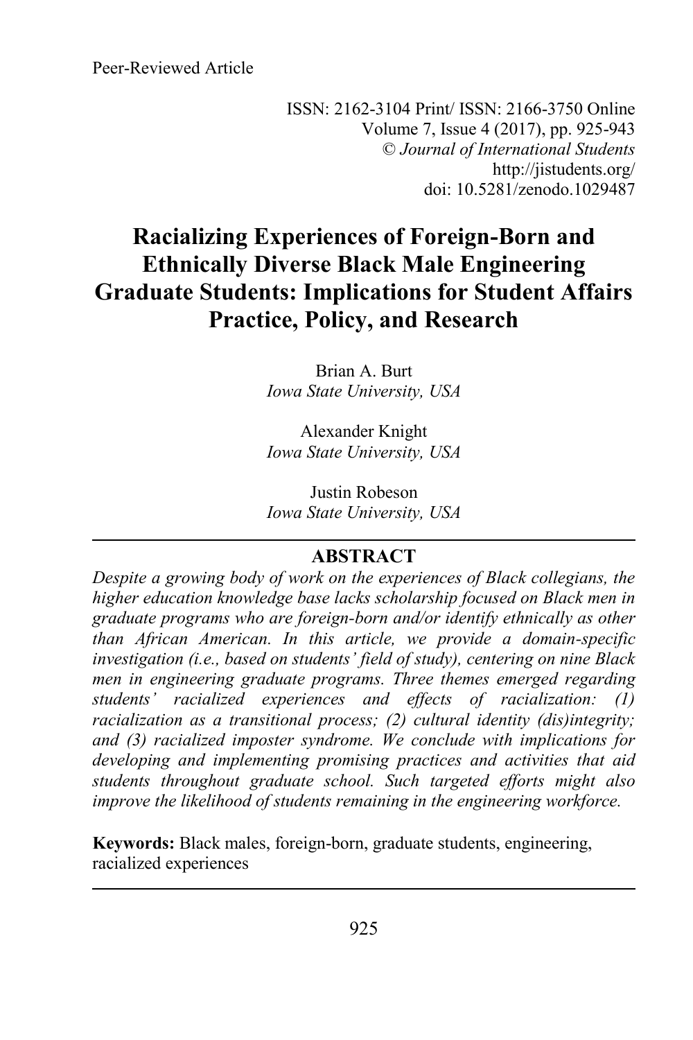Peer-Reviewed Article

ISSN: 2162-3104 Print/ ISSN: 2166-3750 Online
Volume 7, Issue 4 (2017), pp. 925-943
© *Journal of International Students*
http://jistudents.org/
doi: 10.5281/zenodo.1029487

# Racializing Experiences of Foreign-Born and Ethnically Diverse Black Male Engineering Graduate Students: Implications for Student Affairs Practice, Policy, and Research

Brian A. Burt
*Iowa State University, USA*

Alexander Knight
*Iowa State University, USA*

Justin Robeson
*Iowa State University, USA*

## ABSTRACT

*Despite a growing body of work on the experiences of Black collegians, the higher education knowledge base lacks scholarship focused on Black men in graduate programs who are foreign-born and/or identify ethnically as other than African American. In this article, we provide a domain-specific investigation (i.e., based on students' field of study), centering on nine Black men in engineering graduate programs. Three themes emerged regarding students' racialized experiences and effects of racialization: (1) racialization as a transitional process; (2) cultural identity (dis)integrity; and (3) racialized imposter syndrome. We conclude with implications for developing and implementing promising practices and activities that aid students throughout graduate school. Such targeted efforts might also improve the likelihood of students remaining in the engineering workforce.*

**Keywords:** Black males, foreign-born, graduate students, engineering, racialized experiences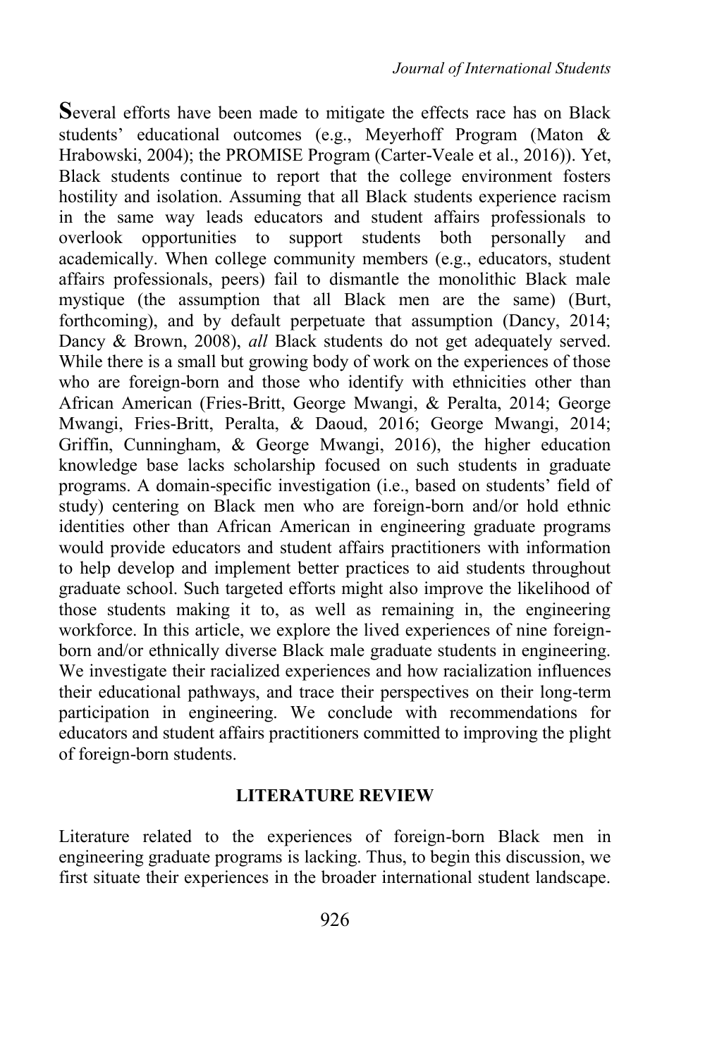Several efforts have been made to mitigate the effects race has on Black students' educational outcomes (e.g., Meyerhoff Program (Maton & Hrabowski, 2004); the PROMISE Program (Carter-Veale et al., 2016)). Yet, Black students continue to report that the college environment fosters hostility and isolation. Assuming that all Black students experience racism in the same way leads educators and student affairs professionals to overlook opportunities to support students both personally and academically. When college community members (e.g., educators, student affairs professionals, peers) fail to dismantle the monolithic Black male mystique (the assumption that all Black men are the same) (Burt, forthcoming), and by default perpetuate that assumption (Dancy, 2014; Dancy & Brown, 2008), *all* Black students do not get adequately served. While there is a small but growing body of work on the experiences of those who are foreign-born and those who identify with ethnicities other than African American (Fries-Britt, George Mwangi, & Peralta, 2014; George Mwangi, Fries-Britt, Peralta, & Daoud, 2016; George Mwangi, 2014; Griffin, Cunningham, & George Mwangi, 2016), the higher education knowledge base lacks scholarship focused on such students in graduate programs. A domain-specific investigation (i.e., based on students' field of study) centering on Black men who are foreign-born and/or hold ethnic identities other than African American in engineering graduate programs would provide educators and student affairs practitioners with information to help develop and implement better practices to aid students throughout graduate school. Such targeted efforts might also improve the likelihood of those students making it to, as well as remaining in, the engineering workforce. In this article, we explore the lived experiences of nine foreign-born and/or ethnically diverse Black male graduate students in engineering. We investigate their racialized experiences and how racialization influences their educational pathways, and trace their perspectives on their long-term participation in engineering. We conclude with recommendations for educators and student affairs practitioners committed to improving the plight of foreign-born students.

## LITERATURE REVIEW

Literature related to the experiences of foreign-born Black men in engineering graduate programs is lacking. Thus, to begin this discussion, we first situate their experiences in the broader international student landscape.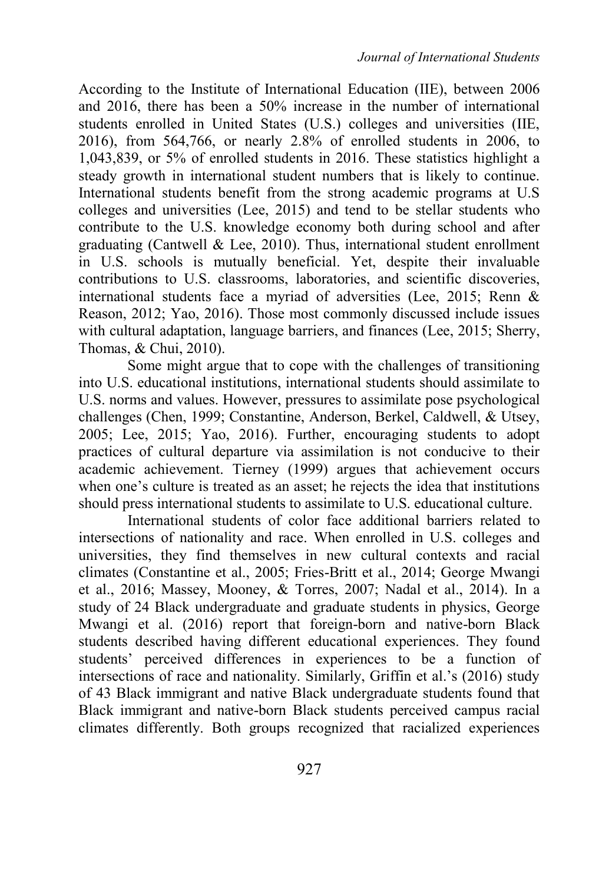According to the Institute of International Education (IIE), between 2006 and 2016, there has been a 50% increase in the number of international students enrolled in United States (U.S.) colleges and universities (IIE, 2016), from 564,766, or nearly 2.8% of enrolled students in 2006, to 1,043,839, or 5% of enrolled students in 2016. These statistics highlight a steady growth in international student numbers that is likely to continue. International students benefit from the strong academic programs at U.S colleges and universities (Lee, 2015) and tend to be stellar students who contribute to the U.S. knowledge economy both during school and after graduating (Cantwell & Lee, 2010). Thus, international student enrollment in U.S. schools is mutually beneficial. Yet, despite their invaluable contributions to U.S. classrooms, laboratories, and scientific discoveries, international students face a myriad of adversities (Lee, 2015; Renn & Reason, 2012; Yao, 2016). Those most commonly discussed include issues with cultural adaptation, language barriers, and finances (Lee, 2015; Sherry, Thomas, & Chui, 2010).

Some might argue that to cope with the challenges of transitioning into U.S. educational institutions, international students should assimilate to U.S. norms and values. However, pressures to assimilate pose psychological challenges (Chen, 1999; Constantine, Anderson, Berkel, Caldwell, & Utsey, 2005; Lee, 2015; Yao, 2016). Further, encouraging students to adopt practices of cultural departure via assimilation is not conducive to their academic achievement. Tierney (1999) argues that achievement occurs when one's culture is treated as an asset; he rejects the idea that institutions should press international students to assimilate to U.S. educational culture.

International students of color face additional barriers related to intersections of nationality and race. When enrolled in U.S. colleges and universities, they find themselves in new cultural contexts and racial climates (Constantine et al., 2005; Fries-Britt et al., 2014; George Mwangi et al., 2016; Massey, Mooney, & Torres, 2007; Nadal et al., 2014). In a study of 24 Black undergraduate and graduate students in physics, George Mwangi et al. (2016) report that foreign-born and native-born Black students described having different educational experiences. They found students' perceived differences in experiences to be a function of intersections of race and nationality. Similarly, Griffin et al.'s (2016) study of 43 Black immigrant and native Black undergraduate students found that Black immigrant and native-born Black students perceived campus racial climates differently. Both groups recognized that racialized experiences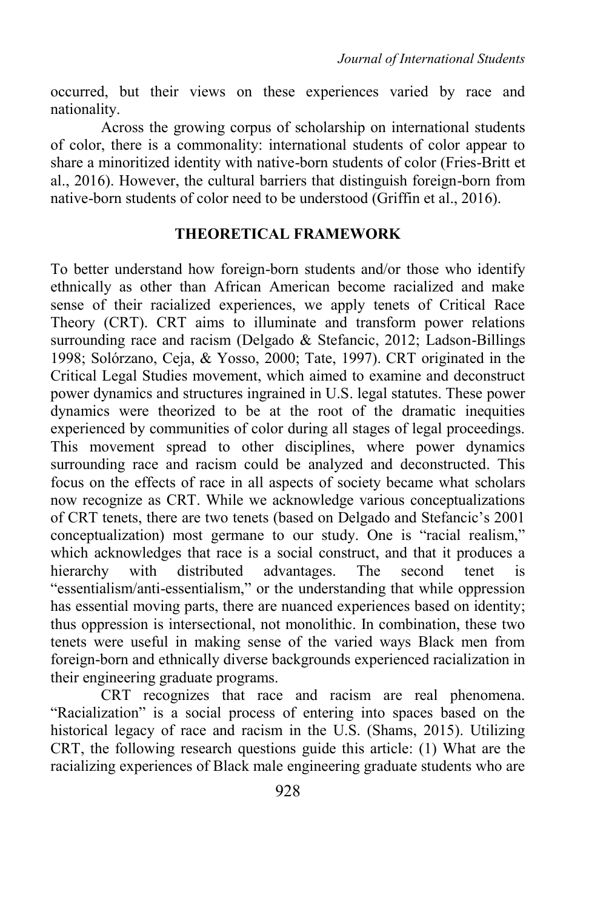occurred, but their views on these experiences varied by race and nationality.

Across the growing corpus of scholarship on international students of color, there is a commonality: international students of color appear to share a minoritized identity with native-born students of color (Fries-Britt et al., 2016). However, the cultural barriers that distinguish foreign-born from native-born students of color need to be understood (Griffin et al., 2016).

## THEORETICAL FRAMEWORK

To better understand how foreign-born students and/or those who identify ethnically as other than African American become racialized and make sense of their racialized experiences, we apply tenets of Critical Race Theory (CRT). CRT aims to illuminate and transform power relations surrounding race and racism (Delgado & Stefancic, 2012; Ladson-Billings 1998; Solórzano, Ceja, & Yosso, 2000; Tate, 1997). CRT originated in the Critical Legal Studies movement, which aimed to examine and deconstruct power dynamics and structures ingrained in U.S. legal statutes. These power dynamics were theorized to be at the root of the dramatic inequities experienced by communities of color during all stages of legal proceedings. This movement spread to other disciplines, where power dynamics surrounding race and racism could be analyzed and deconstructed. This focus on the effects of race in all aspects of society became what scholars now recognize as CRT. While we acknowledge various conceptualizations of CRT tenets, there are two tenets (based on Delgado and Stefancic's 2001 conceptualization) most germane to our study. One is "racial realism," which acknowledges that race is a social construct, and that it produces a hierarchy with distributed advantages. The second tenet is "essentialism/anti-essentialism," or the understanding that while oppression has essential moving parts, there are nuanced experiences based on identity; thus oppression is intersectional, not monolithic. In combination, these two tenets were useful in making sense of the varied ways Black men from foreign-born and ethnically diverse backgrounds experienced racialization in their engineering graduate programs.

CRT recognizes that race and racism are real phenomena. "Racialization" is a social process of entering into spaces based on the historical legacy of race and racism in the U.S. (Shams, 2015). Utilizing CRT, the following research questions guide this article: (1) What are the racializing experiences of Black male engineering graduate students who are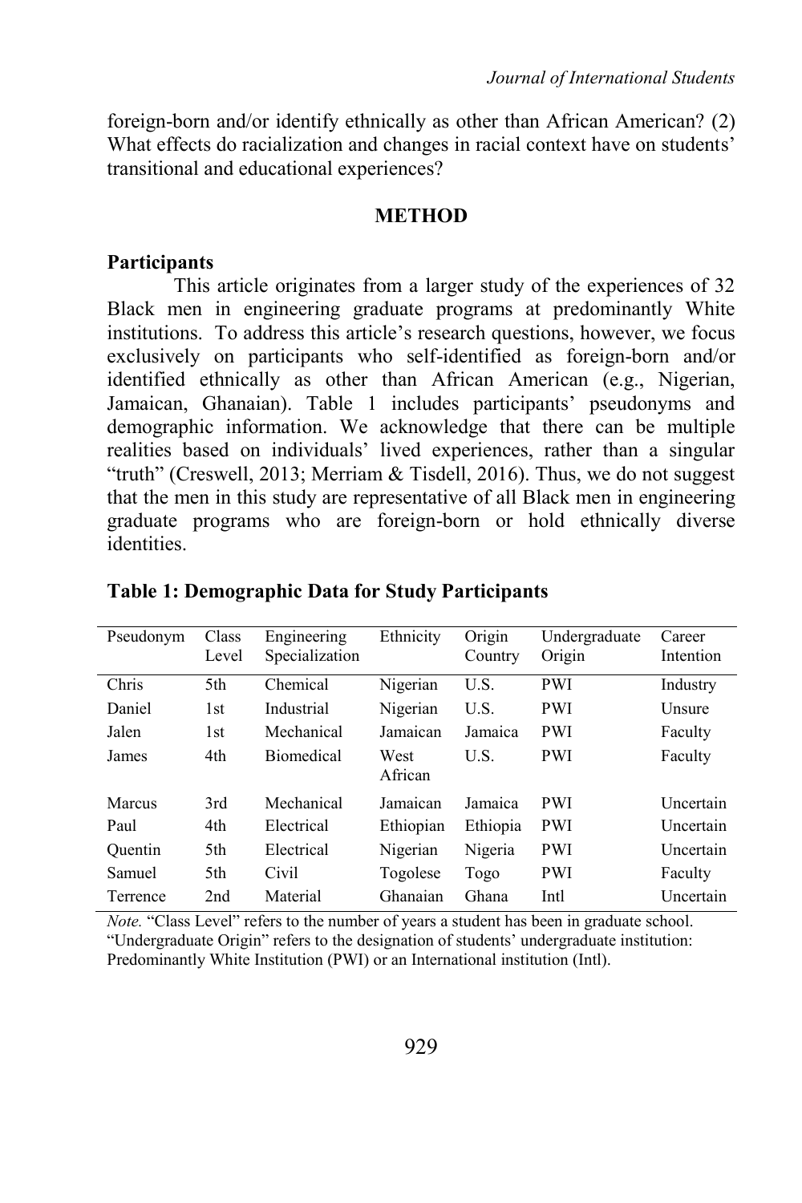foreign-born and/or identify ethnically as other than African American? (2) What effects do racialization and changes in racial context have on students' transitional and educational experiences?

## METHOD

### Participants

This article originates from a larger study of the experiences of 32 Black men in engineering graduate programs at predominantly White institutions. To address this article's research questions, however, we focus exclusively on participants who self-identified as foreign-born and/or identified ethnically as other than African American (e.g., Nigerian, Jamaican, Ghanaian). Table 1 includes participants' pseudonyms and demographic information. We acknowledge that there can be multiple realities based on individuals' lived experiences, rather than a singular "truth" (Creswell, 2013; Merriam & Tisdell, 2016). Thus, we do not suggest that the men in this study are representative of all Black men in engineering graduate programs who are foreign-born or hold ethnically diverse identities.

**Table 1: Demographic Data for Study Participants**

| Pseudonym | Class Level | Engineering Specialization | Ethnicity | Origin Country | Undergraduate Origin | Career Intention |
|---|---|---|---|---|---|---|
| Chris | 5th | Chemical | Nigerian | U.S. | PWI | Industry |
| Daniel | 1st | Industrial | Nigerian | U.S. | PWI | Unsure |
| Jalen | 1st | Mechanical | Jamaican | Jamaica | PWI | Faculty |
| James | 4th | Biomedical | West African | U.S. | PWI | Faculty |
| Marcus | 3rd | Mechanical | Jamaican | Jamaica | PWI | Uncertain |
| Paul | 4th | Electrical | Ethiopian | Ethiopia | PWI | Uncertain |
| Quentin | 5th | Electrical | Nigerian | Nigeria | PWI | Uncertain |
| Samuel | 5th | Civil | Togolese | Togo | PWI | Faculty |
| Terrence | 2nd | Material | Ghanaian | Ghana | Intl | Uncertain |

*Note.* "Class Level" refers to the number of years a student has been in graduate school. "Undergraduate Origin" refers to the designation of students' undergraduate institution: Predominantly White Institution (PWI) or an International institution (Intl).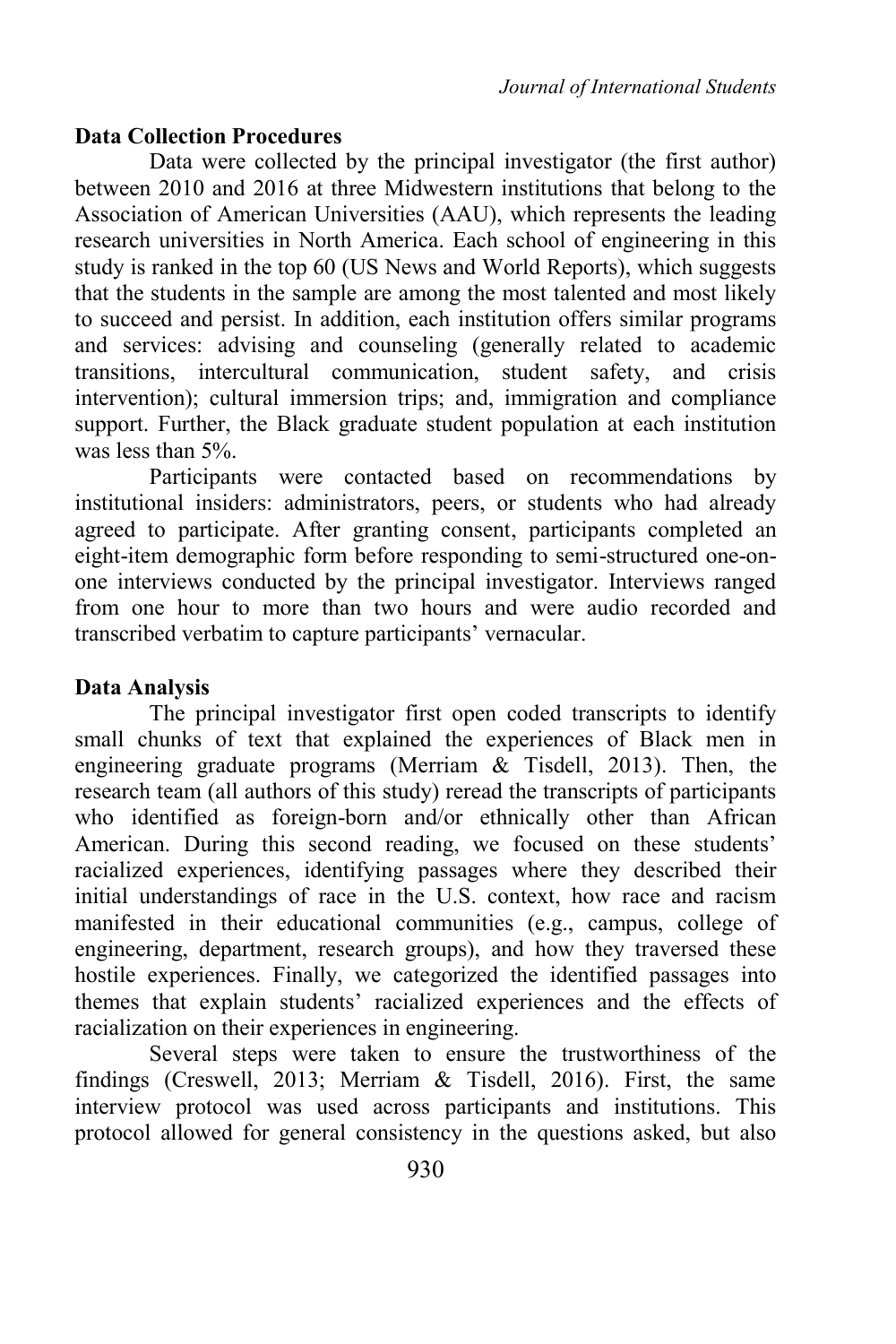**Data Collection Procedures**

Data were collected by the principal investigator (the first author) between 2010 and 2016 at three Midwestern institutions that belong to the Association of American Universities (AAU), which represents the leading research universities in North America. Each school of engineering in this study is ranked in the top 60 (US News and World Reports), which suggests that the students in the sample are among the most talented and most likely to succeed and persist. In addition, each institution offers similar programs and services: advising and counseling (generally related to academic transitions, intercultural communication, student safety, and crisis intervention); cultural immersion trips; and, immigration and compliance support. Further, the Black graduate student population at each institution was less than 5%.

Participants were contacted based on recommendations by institutional insiders: administrators, peers, or students who had already agreed to participate. After granting consent, participants completed an eight-item demographic form before responding to semi-structured one-on-one interviews conducted by the principal investigator. Interviews ranged from one hour to more than two hours and were audio recorded and transcribed verbatim to capture participants' vernacular.

**Data Analysis**

The principal investigator first open coded transcripts to identify small chunks of text that explained the experiences of Black men in engineering graduate programs (Merriam & Tisdell, 2013). Then, the research team (all authors of this study) reread the transcripts of participants who identified as foreign-born and/or ethnically other than African American. During this second reading, we focused on these students' racialized experiences, identifying passages where they described their initial understandings of race in the U.S. context, how race and racism manifested in their educational communities (e.g., campus, college of engineering, department, research groups), and how they traversed these hostile experiences. Finally, we categorized the identified passages into themes that explain students' racialized experiences and the effects of racialization on their experiences in engineering.

Several steps were taken to ensure the trustworthiness of the findings (Creswell, 2013; Merriam & Tisdell, 2016). First, the same interview protocol was used across participants and institutions. This protocol allowed for general consistency in the questions asked, but also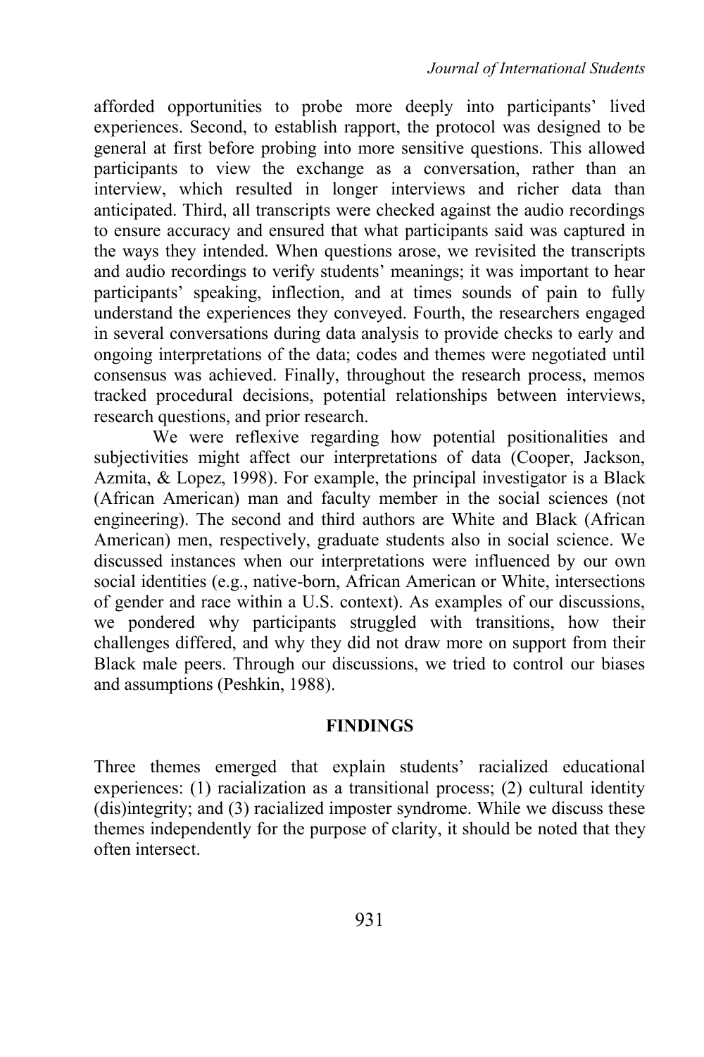afforded opportunities to probe more deeply into participants' lived experiences. Second, to establish rapport, the protocol was designed to be general at first before probing into more sensitive questions. This allowed participants to view the exchange as a conversation, rather than an interview, which resulted in longer interviews and richer data than anticipated. Third, all transcripts were checked against the audio recordings to ensure accuracy and ensured that what participants said was captured in the ways they intended. When questions arose, we revisited the transcripts and audio recordings to verify students' meanings; it was important to hear participants' speaking, inflection, and at times sounds of pain to fully understand the experiences they conveyed. Fourth, the researchers engaged in several conversations during data analysis to provide checks to early and ongoing interpretations of the data; codes and themes were negotiated until consensus was achieved. Finally, throughout the research process, memos tracked procedural decisions, potential relationships between interviews, research questions, and prior research.

We were reflexive regarding how potential positionalities and subjectivities might affect our interpretations of data (Cooper, Jackson, Azmita, & Lopez, 1998). For example, the principal investigator is a Black (African American) man and faculty member in the social sciences (not engineering). The second and third authors are White and Black (African American) men, respectively, graduate students also in social science. We discussed instances when our interpretations were influenced by our own social identities (e.g., native-born, African American or White, intersections of gender and race within a U.S. context). As examples of our discussions, we pondered why participants struggled with transitions, how their challenges differed, and why they did not draw more on support from their Black male peers. Through our discussions, we tried to control our biases and assumptions (Peshkin, 1988).

## FINDINGS

Three themes emerged that explain students' racialized educational experiences: (1) racialization as a transitional process; (2) cultural identity (dis)integrity; and (3) racialized imposter syndrome. While we discuss these themes independently for the purpose of clarity, it should be noted that they often intersect.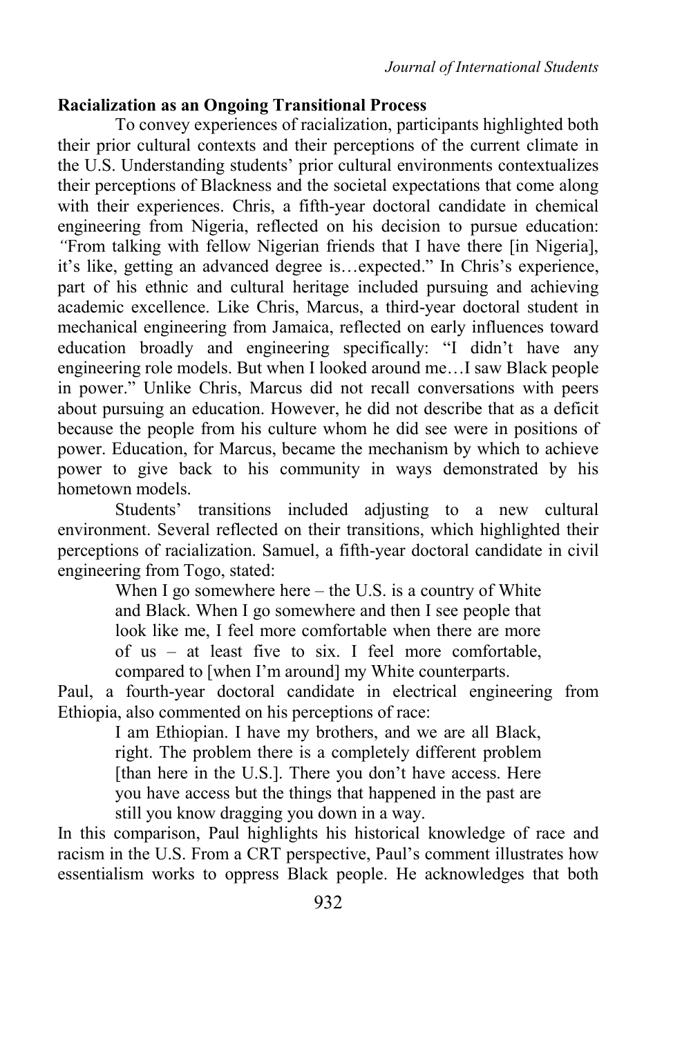**Racialization as an Ongoing Transitional Process**

To convey experiences of racialization, participants highlighted both their prior cultural contexts and their perceptions of the current climate in the U.S. Understanding students' prior cultural environments contextualizes their perceptions of Blackness and the societal expectations that come along with their experiences. Chris, a fifth-year doctoral candidate in chemical engineering from Nigeria, reflected on his decision to pursue education: *"*From talking with fellow Nigerian friends that I have there [in Nigeria], it's like, getting an advanced degree is…expected." In Chris's experience, part of his ethnic and cultural heritage included pursuing and achieving academic excellence. Like Chris, Marcus, a third-year doctoral student in mechanical engineering from Jamaica, reflected on early influences toward education broadly and engineering specifically: "I didn't have any engineering role models. But when I looked around me…I saw Black people in power." Unlike Chris, Marcus did not recall conversations with peers about pursuing an education. However, he did not describe that as a deficit because the people from his culture whom he did see were in positions of power. Education, for Marcus, became the mechanism by which to achieve power to give back to his community in ways demonstrated by his hometown models.

Students' transitions included adjusting to a new cultural environment. Several reflected on their transitions, which highlighted their perceptions of racialization. Samuel, a fifth-year doctoral candidate in civil engineering from Togo, stated:

> When I go somewhere here – the U.S. is a country of White and Black. When I go somewhere and then I see people that look like me, I feel more comfortable when there are more of us – at least five to six. I feel more comfortable, compared to [when I'm around] my White counterparts.

Paul, a fourth-year doctoral candidate in electrical engineering from Ethiopia, also commented on his perceptions of race:

> I am Ethiopian. I have my brothers, and we are all Black, right. The problem there is a completely different problem [than here in the U.S.]. There you don't have access. Here you have access but the things that happened in the past are still you know dragging you down in a way.

In this comparison, Paul highlights his historical knowledge of race and racism in the U.S. From a CRT perspective, Paul's comment illustrates how essentialism works to oppress Black people. He acknowledges that both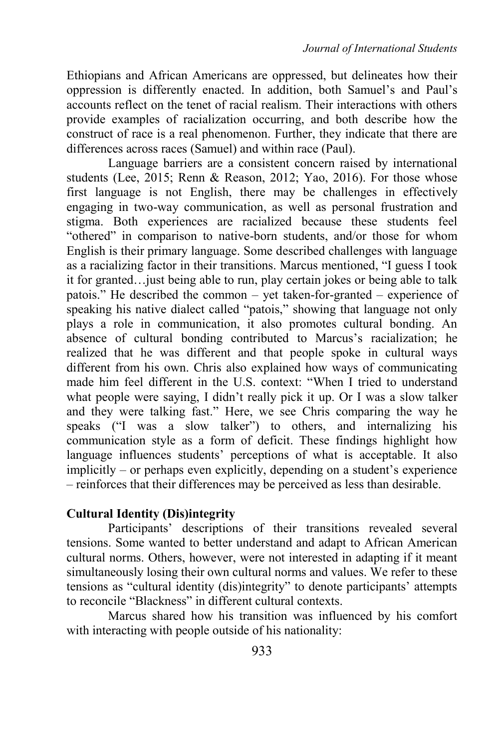Ethiopians and African Americans are oppressed, but delineates how their oppression is differently enacted. In addition, both Samuel's and Paul's accounts reflect on the tenet of racial realism. Their interactions with others provide examples of racialization occurring, and both describe how the construct of race is a real phenomenon. Further, they indicate that there are differences across races (Samuel) and within race (Paul).

Language barriers are a consistent concern raised by international students (Lee, 2015; Renn & Reason, 2012; Yao, 2016). For those whose first language is not English, there may be challenges in effectively engaging in two-way communication, as well as personal frustration and stigma. Both experiences are racialized because these students feel "othered" in comparison to native-born students, and/or those for whom English is their primary language. Some described challenges with language as a racializing factor in their transitions. Marcus mentioned, "I guess I took it for granted…just being able to run, play certain jokes or being able to talk patois." He described the common – yet taken-for-granted – experience of speaking his native dialect called "patois," showing that language not only plays a role in communication, it also promotes cultural bonding. An absence of cultural bonding contributed to Marcus's racialization; he realized that he was different and that people spoke in cultural ways different from his own. Chris also explained how ways of communicating made him feel different in the U.S. context: "When I tried to understand what people were saying, I didn't really pick it up. Or I was a slow talker and they were talking fast." Here, we see Chris comparing the way he speaks ("I was a slow talker") to others, and internalizing his communication style as a form of deficit. These findings highlight how language influences students' perceptions of what is acceptable. It also implicitly – or perhaps even explicitly, depending on a student's experience – reinforces that their differences may be perceived as less than desirable.

**Cultural Identity (Dis)integrity**

Participants' descriptions of their transitions revealed several tensions. Some wanted to better understand and adapt to African American cultural norms. Others, however, were not interested in adapting if it meant simultaneously losing their own cultural norms and values. We refer to these tensions as "cultural identity (dis)integrity" to denote participants' attempts to reconcile "Blackness" in different cultural contexts.

Marcus shared how his transition was influenced by his comfort with interacting with people outside of his nationality: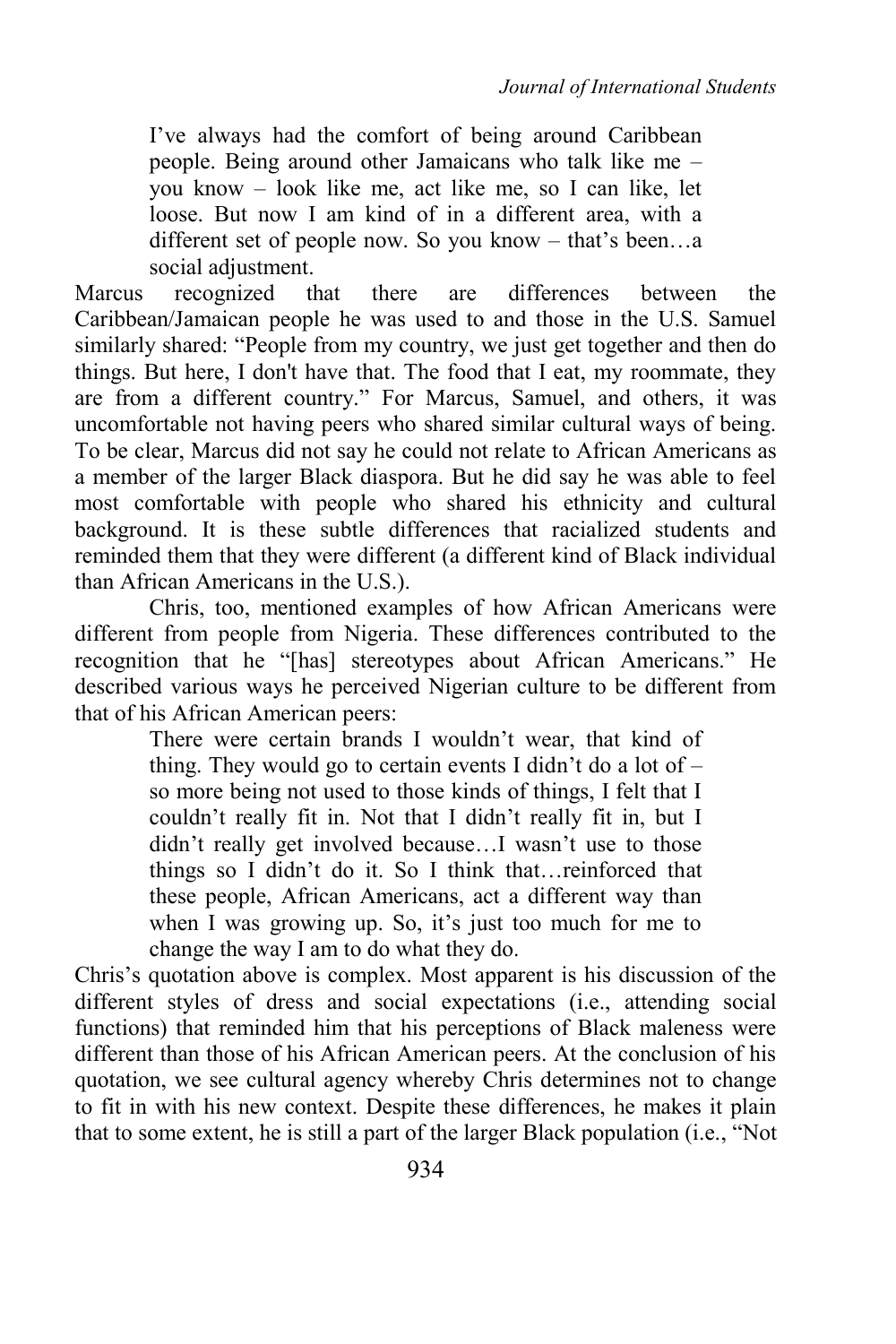> I've always had the comfort of being around Caribbean people. Being around other Jamaicans who talk like me – you know – look like me, act like me, so I can like, let loose. But now I am kind of in a different area, with a different set of people now. So you know – that's been…a social adjustment.

Marcus recognized that there are differences between the Caribbean/Jamaican people he was used to and those in the U.S. Samuel similarly shared: "People from my country, we just get together and then do things. But here, I don't have that. The food that I eat, my roommate, they are from a different country." For Marcus, Samuel, and others, it was uncomfortable not having peers who shared similar cultural ways of being. To be clear, Marcus did not say he could not relate to African Americans as a member of the larger Black diaspora. But he did say he was able to feel most comfortable with people who shared his ethnicity and cultural background. It is these subtle differences that racialized students and reminded them that they were different (a different kind of Black individual than African Americans in the U.S.).

Chris, too, mentioned examples of how African Americans were different from people from Nigeria. These differences contributed to the recognition that he "[has] stereotypes about African Americans." He described various ways he perceived Nigerian culture to be different from that of his African American peers:

> There were certain brands I wouldn't wear, that kind of thing. They would go to certain events I didn't do a lot of – so more being not used to those kinds of things, I felt that I couldn't really fit in. Not that I didn't really fit in, but I didn't really get involved because…I wasn't use to those things so I didn't do it. So I think that…reinforced that these people, African Americans, act a different way than when I was growing up. So, it's just too much for me to change the way I am to do what they do.

Chris's quotation above is complex. Most apparent is his discussion of the different styles of dress and social expectations (i.e., attending social functions) that reminded him that his perceptions of Black maleness were different than those of his African American peers. At the conclusion of his quotation, we see cultural agency whereby Chris determines not to change to fit in with his new context. Despite these differences, he makes it plain that to some extent, he is still a part of the larger Black population (i.e., "Not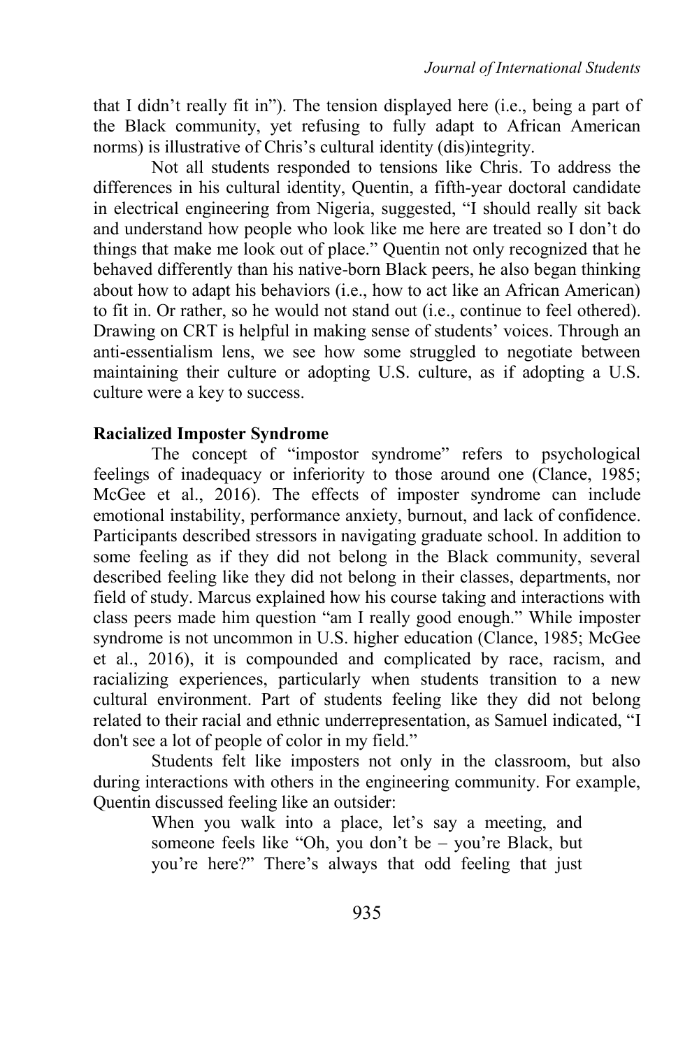that I didn't really fit in"). The tension displayed here (i.e., being a part of the Black community, yet refusing to fully adapt to African American norms) is illustrative of Chris's cultural identity (dis)integrity.

Not all students responded to tensions like Chris. To address the differences in his cultural identity, Quentin, a fifth-year doctoral candidate in electrical engineering from Nigeria, suggested, "I should really sit back and understand how people who look like me here are treated so I don't do things that make me look out of place." Quentin not only recognized that he behaved differently than his native-born Black peers, he also began thinking about how to adapt his behaviors (i.e., how to act like an African American) to fit in. Or rather, so he would not stand out (i.e., continue to feel othered). Drawing on CRT is helpful in making sense of students' voices. Through an anti-essentialism lens, we see how some struggled to negotiate between maintaining their culture or adopting U.S. culture, as if adopting a U.S. culture were a key to success.

### Racialized Imposter Syndrome

The concept of "impostor syndrome" refers to psychological feelings of inadequacy or inferiority to those around one (Clance, 1985; McGee et al., 2016). The effects of imposter syndrome can include emotional instability, performance anxiety, burnout, and lack of confidence. Participants described stressors in navigating graduate school. In addition to some feeling as if they did not belong in the Black community, several described feeling like they did not belong in their classes, departments, nor field of study. Marcus explained how his course taking and interactions with class peers made him question "am I really good enough." While imposter syndrome is not uncommon in U.S. higher education (Clance, 1985; McGee et al., 2016), it is compounded and complicated by race, racism, and racializing experiences, particularly when students transition to a new cultural environment. Part of students feeling like they did not belong related to their racial and ethnic underrepresentation, as Samuel indicated, "I don't see a lot of people of color in my field."

Students felt like imposters not only in the classroom, but also during interactions with others in the engineering community. For example, Quentin discussed feeling like an outsider:

> When you walk into a place, let's say a meeting, and someone feels like "Oh, you don't be – you're Black, but you're here?" There's always that odd feeling that just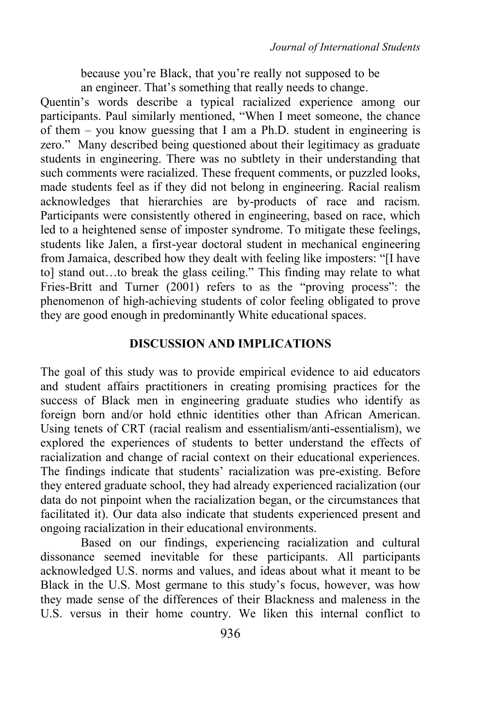because you're Black, that you're really not supposed to be an engineer. That's something that really needs to change.

Quentin's words describe a typical racialized experience among our participants. Paul similarly mentioned, "When I meet someone, the chance of them – you know guessing that I am a Ph.D. student in engineering is zero." Many described being questioned about their legitimacy as graduate students in engineering. There was no subtlety in their understanding that such comments were racialized. These frequent comments, or puzzled looks, made students feel as if they did not belong in engineering. Racial realism acknowledges that hierarchies are by-products of race and racism. Participants were consistently othered in engineering, based on race, which led to a heightened sense of imposter syndrome. To mitigate these feelings, students like Jalen, a first-year doctoral student in mechanical engineering from Jamaica, described how they dealt with feeling like imposters: "[I have to] stand out…to break the glass ceiling." This finding may relate to what Fries-Britt and Turner (2001) refers to as the "proving process": the phenomenon of high-achieving students of color feeling obligated to prove they are good enough in predominantly White educational spaces.

## DISCUSSION AND IMPLICATIONS

The goal of this study was to provide empirical evidence to aid educators and student affairs practitioners in creating promising practices for the success of Black men in engineering graduate studies who identify as foreign born and/or hold ethnic identities other than African American. Using tenets of CRT (racial realism and essentialism/anti-essentialism), we explored the experiences of students to better understand the effects of racialization and change of racial context on their educational experiences. The findings indicate that students' racialization was pre-existing. Before they entered graduate school, they had already experienced racialization (our data do not pinpoint when the racialization began, or the circumstances that facilitated it). Our data also indicate that students experienced present and ongoing racialization in their educational environments.

Based on our findings, experiencing racialization and cultural dissonance seemed inevitable for these participants. All participants acknowledged U.S. norms and values, and ideas about what it meant to be Black in the U.S. Most germane to this study's focus, however, was how they made sense of the differences of their Blackness and maleness in the U.S. versus in their home country. We liken this internal conflict to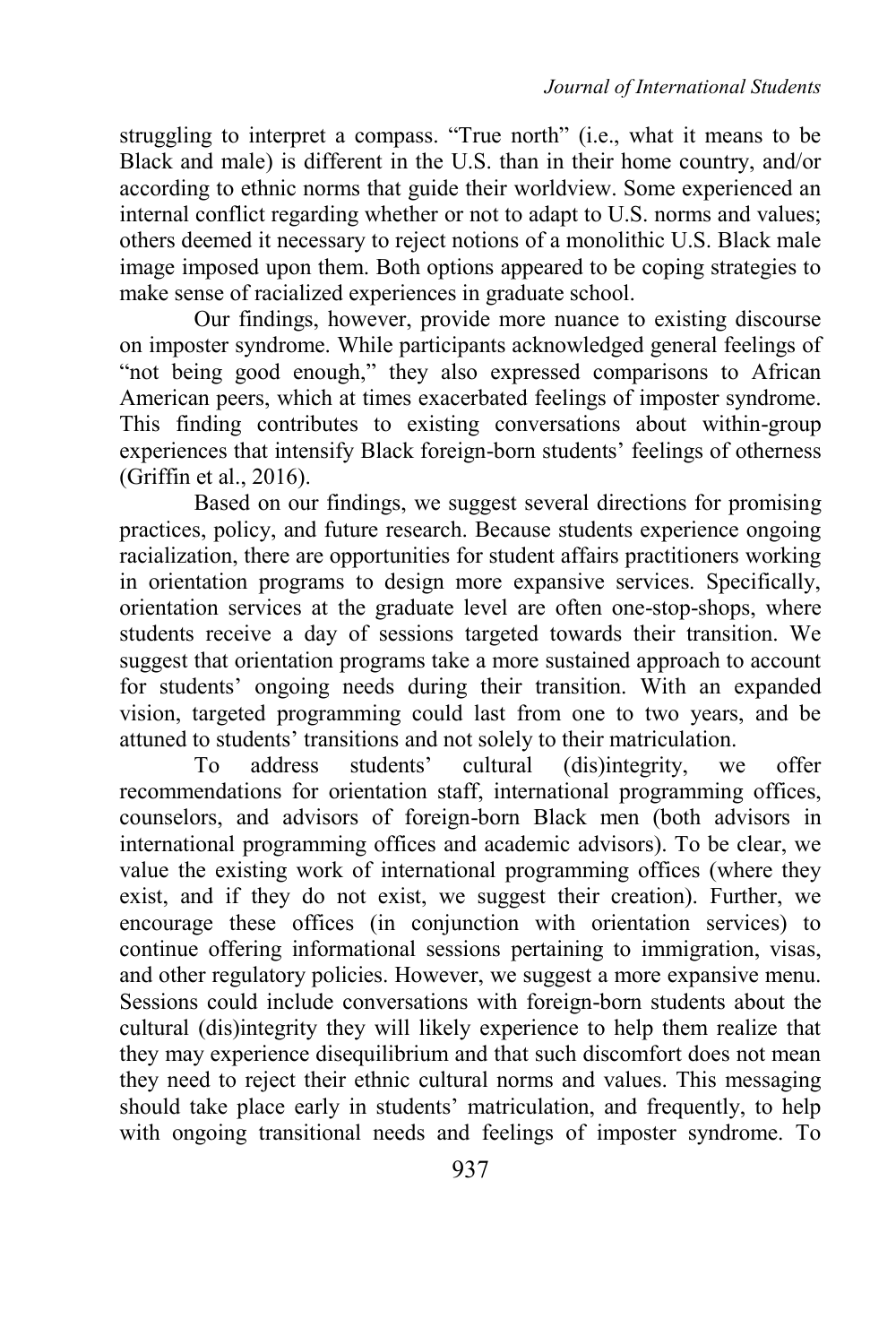struggling to interpret a compass. "True north" (i.e., what it means to be Black and male) is different in the U.S. than in their home country, and/or according to ethnic norms that guide their worldview. Some experienced an internal conflict regarding whether or not to adapt to U.S. norms and values; others deemed it necessary to reject notions of a monolithic U.S. Black male image imposed upon them. Both options appeared to be coping strategies to make sense of racialized experiences in graduate school.

Our findings, however, provide more nuance to existing discourse on imposter syndrome. While participants acknowledged general feelings of "not being good enough," they also expressed comparisons to African American peers, which at times exacerbated feelings of imposter syndrome. This finding contributes to existing conversations about within-group experiences that intensify Black foreign-born students' feelings of otherness (Griffin et al., 2016).

Based on our findings, we suggest several directions for promising practices, policy, and future research. Because students experience ongoing racialization, there are opportunities for student affairs practitioners working in orientation programs to design more expansive services. Specifically, orientation services at the graduate level are often one-stop-shops, where students receive a day of sessions targeted towards their transition. We suggest that orientation programs take a more sustained approach to account for students' ongoing needs during their transition. With an expanded vision, targeted programming could last from one to two years, and be attuned to students' transitions and not solely to their matriculation.

To address students' cultural (dis)integrity, we offer recommendations for orientation staff, international programming offices, counselors, and advisors of foreign-born Black men (both advisors in international programming offices and academic advisors). To be clear, we value the existing work of international programming offices (where they exist, and if they do not exist, we suggest their creation). Further, we encourage these offices (in conjunction with orientation services) to continue offering informational sessions pertaining to immigration, visas, and other regulatory policies. However, we suggest a more expansive menu. Sessions could include conversations with foreign-born students about the cultural (dis)integrity they will likely experience to help them realize that they may experience disequilibrium and that such discomfort does not mean they need to reject their ethnic cultural norms and values. This messaging should take place early in students' matriculation, and frequently, to help with ongoing transitional needs and feelings of imposter syndrome. To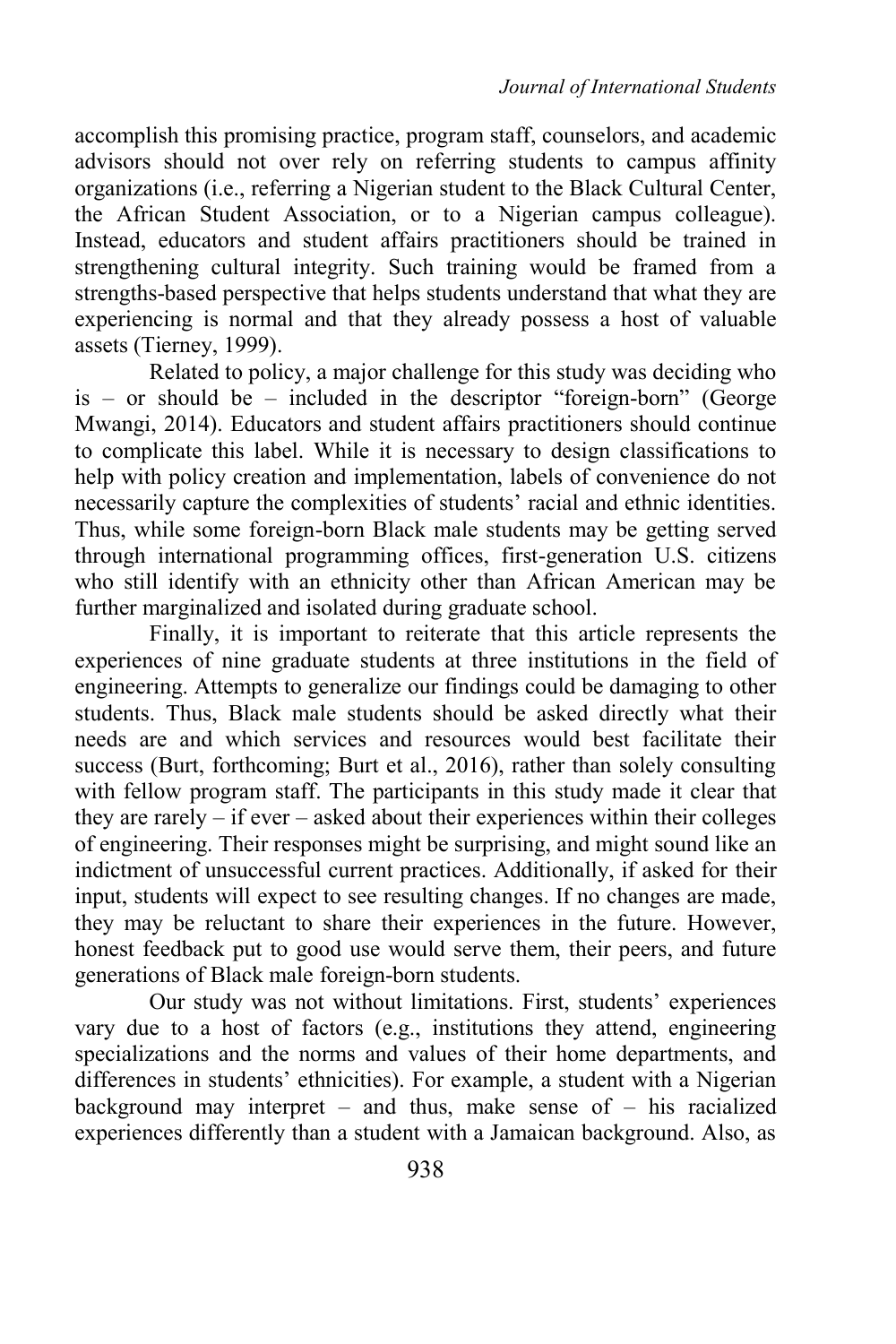accomplish this promising practice, program staff, counselors, and academic advisors should not over rely on referring students to campus affinity organizations (i.e., referring a Nigerian student to the Black Cultural Center, the African Student Association, or to a Nigerian campus colleague). Instead, educators and student affairs practitioners should be trained in strengthening cultural integrity. Such training would be framed from a strengths-based perspective that helps students understand that what they are experiencing is normal and that they already possess a host of valuable assets (Tierney, 1999).

Related to policy, a major challenge for this study was deciding who is – or should be – included in the descriptor "foreign-born" (George Mwangi, 2014). Educators and student affairs practitioners should continue to complicate this label. While it is necessary to design classifications to help with policy creation and implementation, labels of convenience do not necessarily capture the complexities of students' racial and ethnic identities. Thus, while some foreign-born Black male students may be getting served through international programming offices, first-generation U.S. citizens who still identify with an ethnicity other than African American may be further marginalized and isolated during graduate school.

Finally, it is important to reiterate that this article represents the experiences of nine graduate students at three institutions in the field of engineering. Attempts to generalize our findings could be damaging to other students. Thus, Black male students should be asked directly what their needs are and which services and resources would best facilitate their success (Burt, forthcoming; Burt et al., 2016), rather than solely consulting with fellow program staff. The participants in this study made it clear that they are rarely – if ever – asked about their experiences within their colleges of engineering. Their responses might be surprising, and might sound like an indictment of unsuccessful current practices. Additionally, if asked for their input, students will expect to see resulting changes. If no changes are made, they may be reluctant to share their experiences in the future. However, honest feedback put to good use would serve them, their peers, and future generations of Black male foreign-born students.

Our study was not without limitations. First, students' experiences vary due to a host of factors (e.g., institutions they attend, engineering specializations and the norms and values of their home departments, and differences in students' ethnicities). For example, a student with a Nigerian background may interpret – and thus, make sense of – his racialized experiences differently than a student with a Jamaican background. Also, as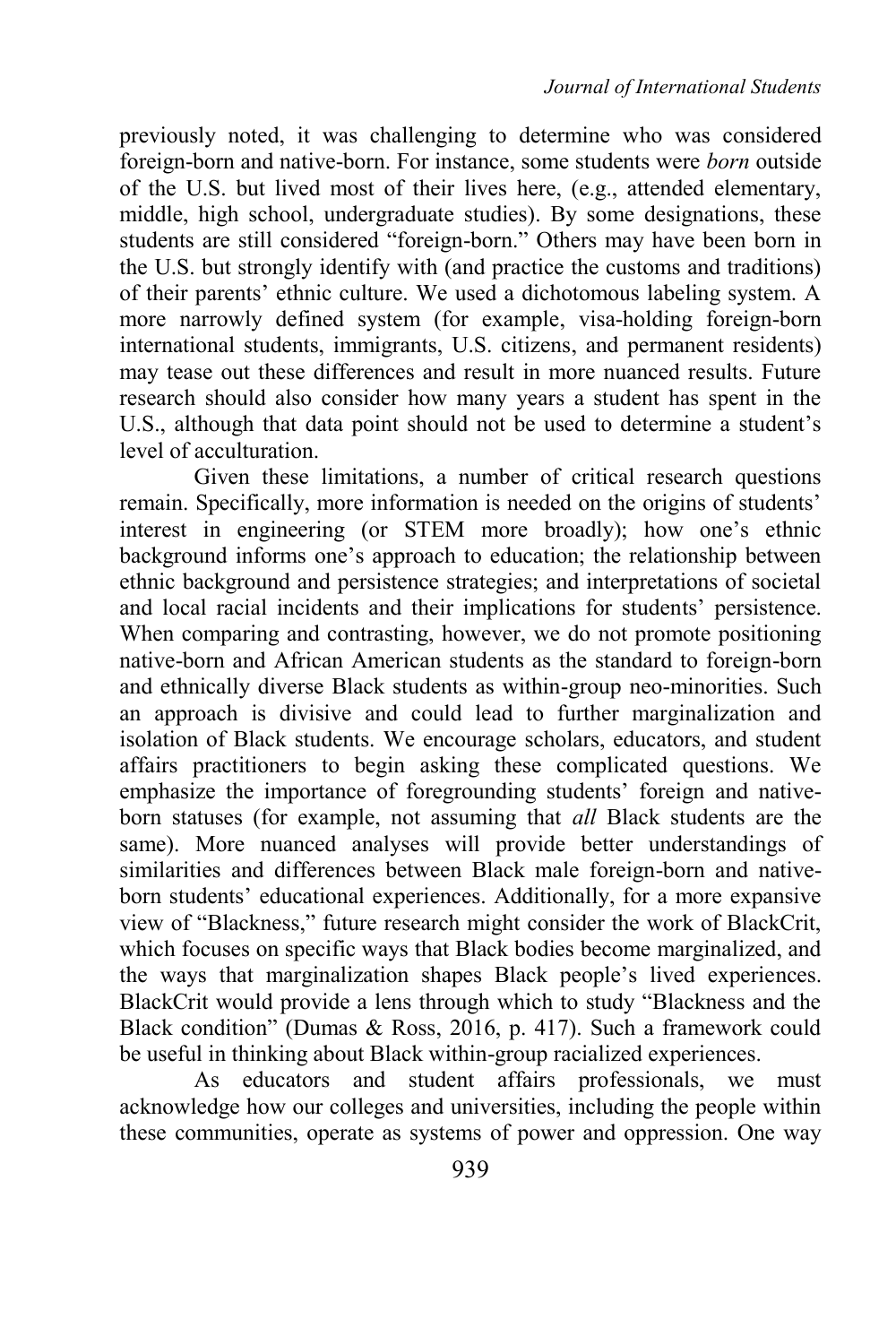previously noted, it was challenging to determine who was considered foreign-born and native-born. For instance, some students were *born* outside of the U.S. but lived most of their lives here, (e.g., attended elementary, middle, high school, undergraduate studies). By some designations, these students are still considered "foreign-born." Others may have been born in the U.S. but strongly identify with (and practice the customs and traditions) of their parents' ethnic culture. We used a dichotomous labeling system. A more narrowly defined system (for example, visa-holding foreign-born international students, immigrants, U.S. citizens, and permanent residents) may tease out these differences and result in more nuanced results. Future research should also consider how many years a student has spent in the U.S., although that data point should not be used to determine a student's level of acculturation.

Given these limitations, a number of critical research questions remain. Specifically, more information is needed on the origins of students' interest in engineering (or STEM more broadly); how one's ethnic background informs one's approach to education; the relationship between ethnic background and persistence strategies; and interpretations of societal and local racial incidents and their implications for students' persistence. When comparing and contrasting, however, we do not promote positioning native-born and African American students as the standard to foreign-born and ethnically diverse Black students as within-group neo-minorities. Such an approach is divisive and could lead to further marginalization and isolation of Black students. We encourage scholars, educators, and student affairs practitioners to begin asking these complicated questions. We emphasize the importance of foregrounding students' foreign and native-born statuses (for example, not assuming that *all* Black students are the same). More nuanced analyses will provide better understandings of similarities and differences between Black male foreign-born and native-born students' educational experiences. Additionally, for a more expansive view of "Blackness," future research might consider the work of BlackCrit, which focuses on specific ways that Black bodies become marginalized, and the ways that marginalization shapes Black people's lived experiences. BlackCrit would provide a lens through which to study "Blackness and the Black condition" (Dumas & Ross, 2016, p. 417). Such a framework could be useful in thinking about Black within-group racialized experiences.

As educators and student affairs professionals, we must acknowledge how our colleges and universities, including the people within these communities, operate as systems of power and oppression. One way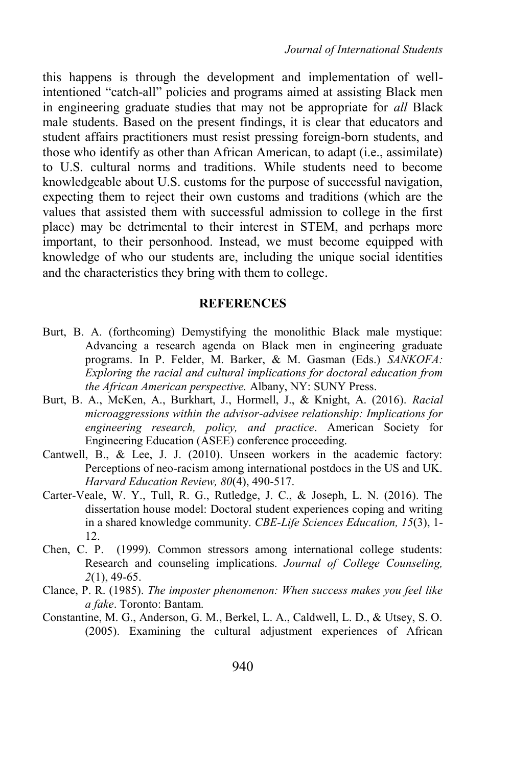this happens is through the development and implementation of well-intentioned "catch-all" policies and programs aimed at assisting Black men in engineering graduate studies that may not be appropriate for *all* Black male students. Based on the present findings, it is clear that educators and student affairs practitioners must resist pressing foreign-born students, and those who identify as other than African American, to adapt (i.e., assimilate) to U.S. cultural norms and traditions. While students need to become knowledgeable about U.S. customs for the purpose of successful navigation, expecting them to reject their own customs and traditions (which are the values that assisted them with successful admission to college in the first place) may be detrimental to their interest in STEM, and perhaps more important, to their personhood. Instead, we must become equipped with knowledge of who our students are, including the unique social identities and the characteristics they bring with them to college.

## REFERENCES

Burt, B. A. (forthcoming) Demystifying the monolithic Black male mystique: Advancing a research agenda on Black men in engineering graduate programs. In P. Felder, M. Barker, & M. Gasman (Eds.) *SANKOFA: Exploring the racial and cultural implications for doctoral education from the African American perspective.* Albany, NY: SUNY Press.

Burt, B. A., McKen, A., Burkhart, J., Hormell, J., & Knight, A. (2016). *Racial microaggressions within the advisor-advisee relationship: Implications for engineering research, policy, and practice*. American Society for Engineering Education (ASEE) conference proceeding.

Cantwell, B., & Lee, J. J. (2010). Unseen workers in the academic factory: Perceptions of neo-racism among international postdocs in the US and UK. *Harvard Education Review, 80*(4), 490-517.

Carter-Veale, W. Y., Tull, R. G., Rutledge, J. C., & Joseph, L. N. (2016). The dissertation house model: Doctoral student experiences coping and writing in a shared knowledge community. *CBE-Life Sciences Education, 15*(3), 1-12.

Chen, C. P. (1999). Common stressors among international college students: Research and counseling implications. *Journal of College Counseling, 2*(1), 49-65.

Clance, P. R. (1985). *The imposter phenomenon: When success makes you feel like a fake*. Toronto: Bantam.

Constantine, M. G., Anderson, G. M., Berkel, L. A., Caldwell, L. D., & Utsey, S. O. (2005). Examining the cultural adjustment experiences of African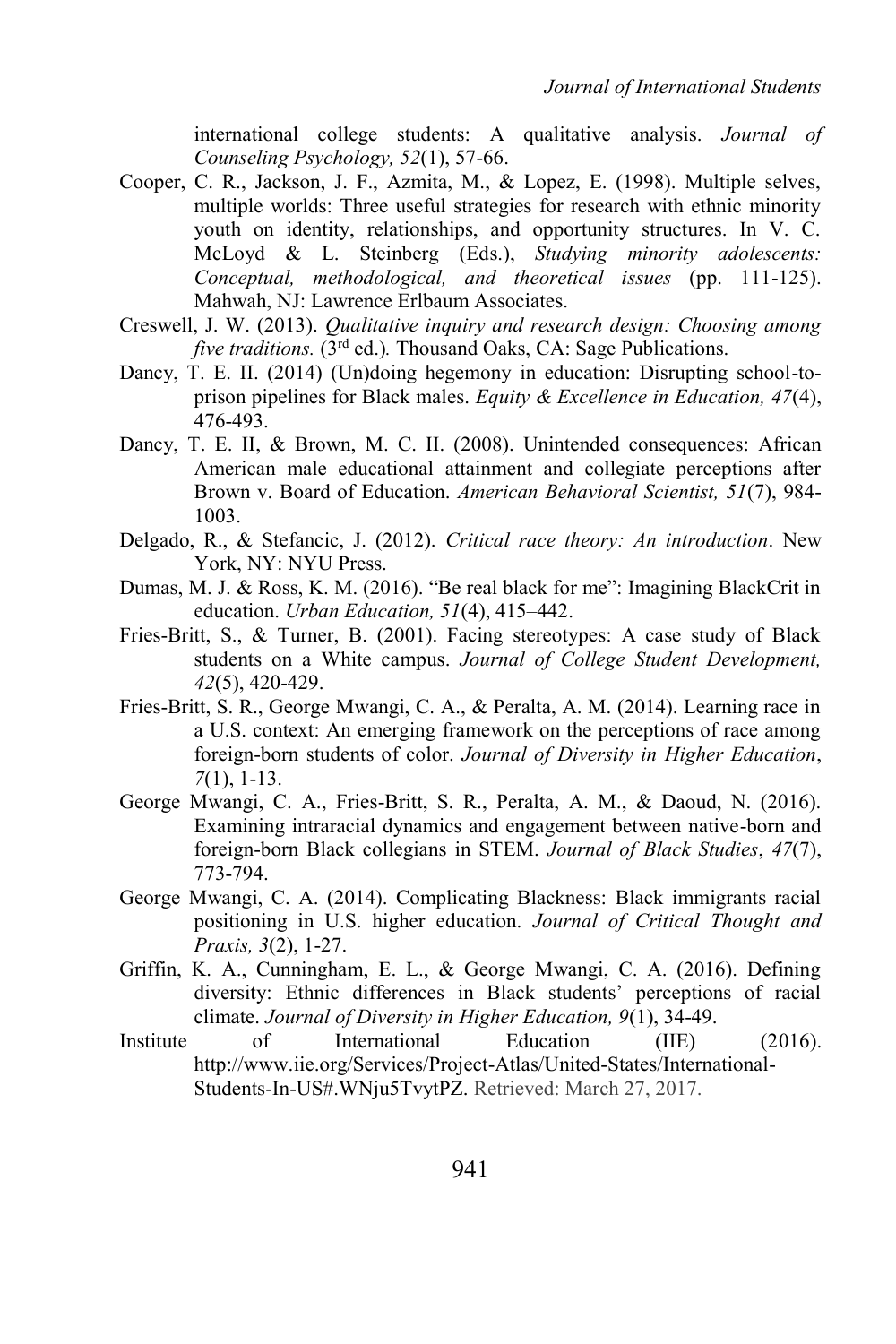international college students: A qualitative analysis. *Journal of Counseling Psychology, 52*(1), 57-66.

Cooper, C. R., Jackson, J. F., Azmita, M., & Lopez, E. (1998). Multiple selves, multiple worlds: Three useful strategies for research with ethnic minority youth on identity, relationships, and opportunity structures. In V. C. McLoyd & L. Steinberg (Eds.), *Studying minority adolescents: Conceptual, methodological, and theoretical issues* (pp. 111-125). Mahwah, NJ: Lawrence Erlbaum Associates.

Creswell, J. W. (2013). *Qualitative inquiry and research design: Choosing among five traditions.* (3rd ed.). Thousand Oaks, CA: Sage Publications.

Dancy, T. E. II. (2014) (Un)doing hegemony in education: Disrupting school-to-prison pipelines for Black males. *Equity & Excellence in Education, 47*(4), 476-493.

Dancy, T. E. II, & Brown, M. C. II. (2008). Unintended consequences: African American male educational attainment and collegiate perceptions after Brown v. Board of Education. *American Behavioral Scientist, 51*(7), 984-1003.

Delgado, R., & Stefancic, J. (2012). *Critical race theory: An introduction*. New York, NY: NYU Press.

Dumas, M. J. & Ross, K. M. (2016). "Be real black for me": Imagining BlackCrit in education. *Urban Education, 51*(4), 415–442.

Fries-Britt, S., & Turner, B. (2001). Facing stereotypes: A case study of Black students on a White campus. *Journal of College Student Development, 42*(5), 420-429.

Fries-Britt, S. R., George Mwangi, C. A., & Peralta, A. M. (2014). Learning race in a U.S. context: An emerging framework on the perceptions of race among foreign-born students of color. *Journal of Diversity in Higher Education*, *7*(1), 1-13.

George Mwangi, C. A., Fries-Britt, S. R., Peralta, A. M., & Daoud, N. (2016). Examining intraracial dynamics and engagement between native-born and foreign-born Black collegians in STEM. *Journal of Black Studies*, *47*(7), 773-794.

George Mwangi, C. A. (2014). Complicating Blackness: Black immigrants racial positioning in U.S. higher education. *Journal of Critical Thought and Praxis, 3*(2), 1-27.

Griffin, K. A., Cunningham, E. L., & George Mwangi, C. A. (2016). Defining diversity: Ethnic differences in Black students' perceptions of racial climate. *Journal of Diversity in Higher Education, 9*(1), 34-49.

Institute of International Education (IIE) (2016). http://www.iie.org/Services/Project-Atlas/United-States/International-Students-In-US#.WNju5TvytPZ. Retrieved: March 27, 2017.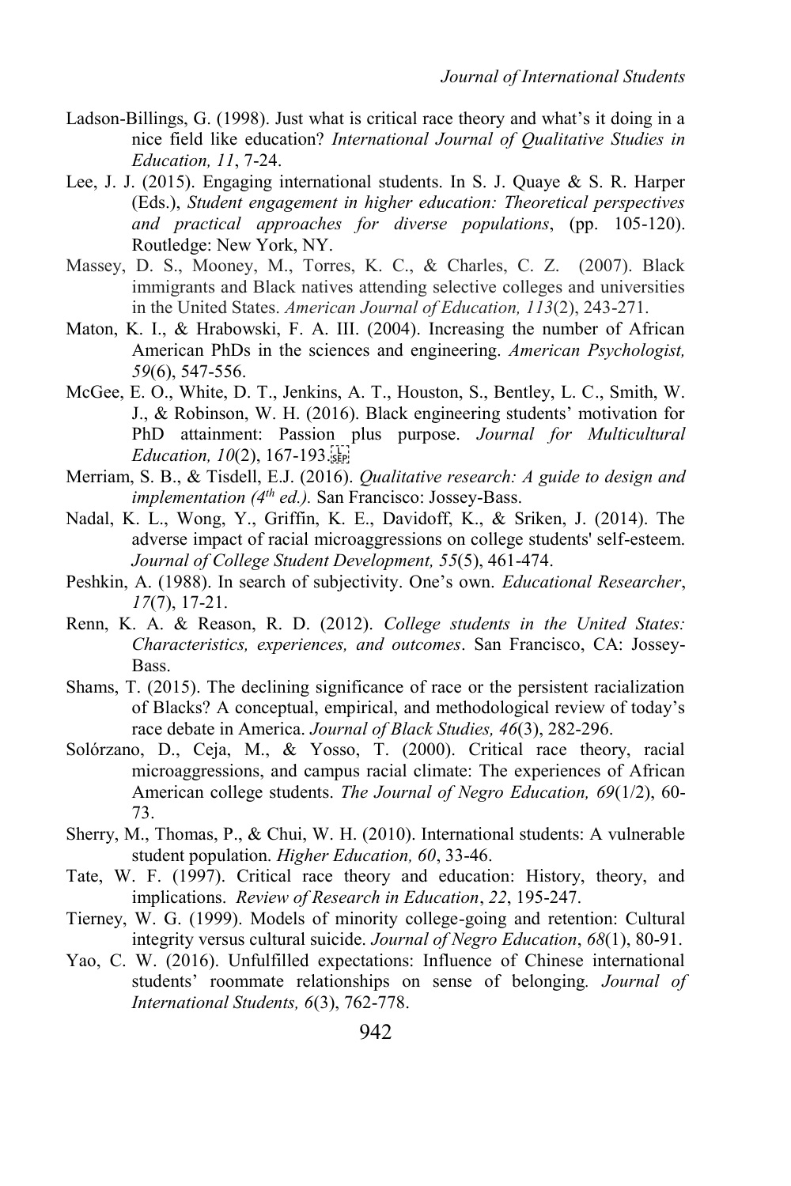Ladson-Billings, G. (1998). Just what is critical race theory and what's it doing in a nice field like education? *International Journal of Qualitative Studies in Education, 11*, 7-24.

Lee, J. J. (2015). Engaging international students. In S. J. Quaye & S. R. Harper (Eds.), *Student engagement in higher education: Theoretical perspectives and practical approaches for diverse populations*, (pp. 105-120). Routledge: New York, NY.

Massey, D. S., Mooney, M., Torres, K. C., & Charles, C. Z. (2007). Black immigrants and Black natives attending selective colleges and universities in the United States. *American Journal of Education, 113*(2), 243-271.

Maton, K. I., & Hrabowski, F. A. III. (2004). Increasing the number of African American PhDs in the sciences and engineering. *American Psychologist, 59*(6), 547-556.

McGee, E. O., White, D. T., Jenkins, A. T., Houston, S., Bentley, L. C., Smith, W. J., & Robinson, W. H. (2016). Black engineering students' motivation for PhD attainment: Passion plus purpose. *Journal for Multicultural Education, 10*(2), 167-193.

Merriam, S. B., & Tisdell, E.J. (2016). *Qualitative research: A guide to design and implementation (4th ed.).* San Francisco: Jossey-Bass.

Nadal, K. L., Wong, Y., Griffin, K. E., Davidoff, K., & Sriken, J. (2014). The adverse impact of racial microaggressions on college students' self-esteem. *Journal of College Student Development, 55*(5), 461-474.

Peshkin, A. (1988). In search of subjectivity. One's own. *Educational Researcher*, *17*(7), 17-21.

Renn, K. A. & Reason, R. D. (2012). *College students in the United States: Characteristics, experiences, and outcomes*. San Francisco, CA: Jossey-Bass.

Shams, T. (2015). The declining significance of race or the persistent racialization of Blacks? A conceptual, empirical, and methodological review of today's race debate in America. *Journal of Black Studies, 46*(3), 282-296.

Solórzano, D., Ceja, M., & Yosso, T. (2000). Critical race theory, racial microaggressions, and campus racial climate: The experiences of African American college students. *The Journal of Negro Education, 69*(1/2), 60-73.

Sherry, M., Thomas, P., & Chui, W. H. (2010). International students: A vulnerable student population. *Higher Education, 60*, 33-46.

Tate, W. F. (1997). Critical race theory and education: History, theory, and implications. *Review of Research in Education*, *22*, 195-247.

Tierney, W. G. (1999). Models of minority college-going and retention: Cultural integrity versus cultural suicide. *Journal of Negro Education*, *68*(1), 80-91.

Yao, C. W. (2016). Unfulfilled expectations: Influence of Chinese international students' roommate relationships on sense of belonging*. Journal of International Students, 6*(3), 762-778.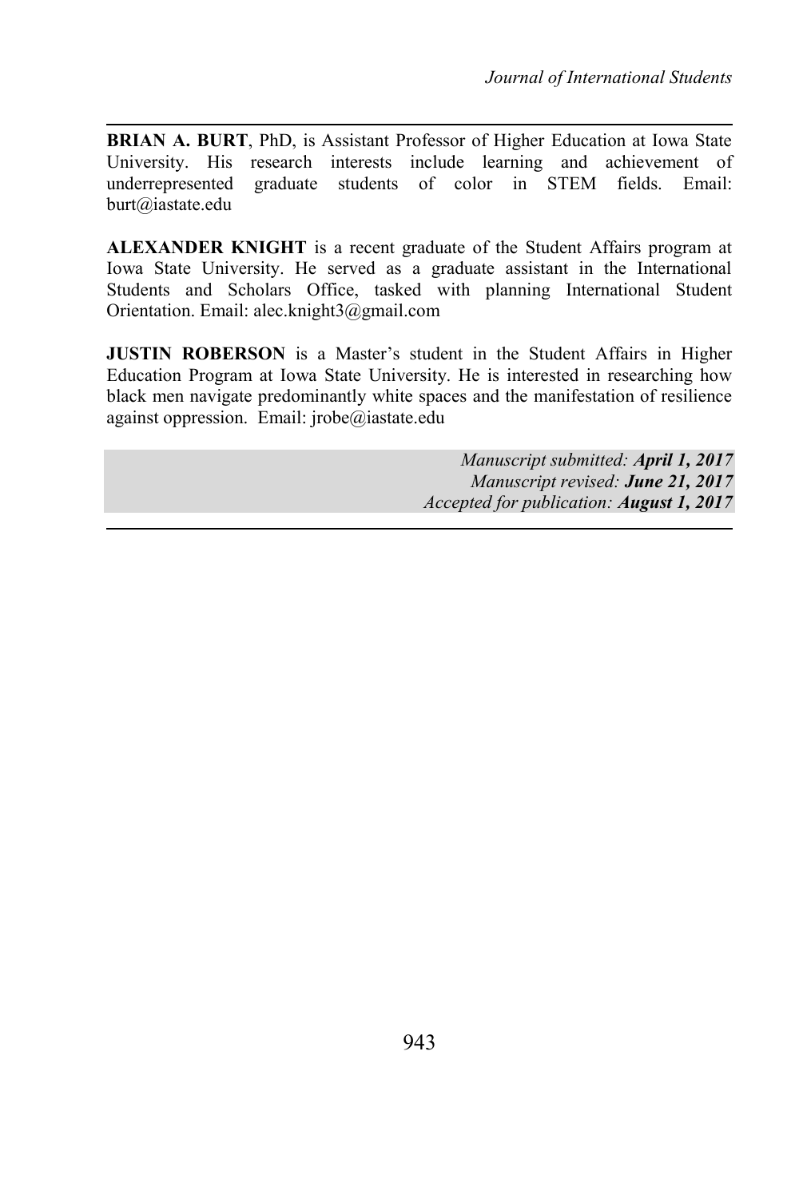**BRIAN A. BURT**, PhD, is Assistant Professor of Higher Education at Iowa State University. His research interests include learning and achievement of underrepresented graduate students of color in STEM fields. Email: burt@iastate.edu

**ALEXANDER KNIGHT** is a recent graduate of the Student Affairs program at Iowa State University. He served as a graduate assistant in the International Students and Scholars Office, tasked with planning International Student Orientation. Email: alec.knight3@gmail.com

**JUSTIN ROBERSON** is a Master's student in the Student Affairs in Higher Education Program at Iowa State University. He is interested in researching how black men navigate predominantly white spaces and the manifestation of resilience against oppression. Email: jrobe@iastate.edu

*Manuscript submitted:* ***April 1, 2017***
*Manuscript revised:* ***June 21, 2017***
*Accepted for publication:* ***August 1, 2017***